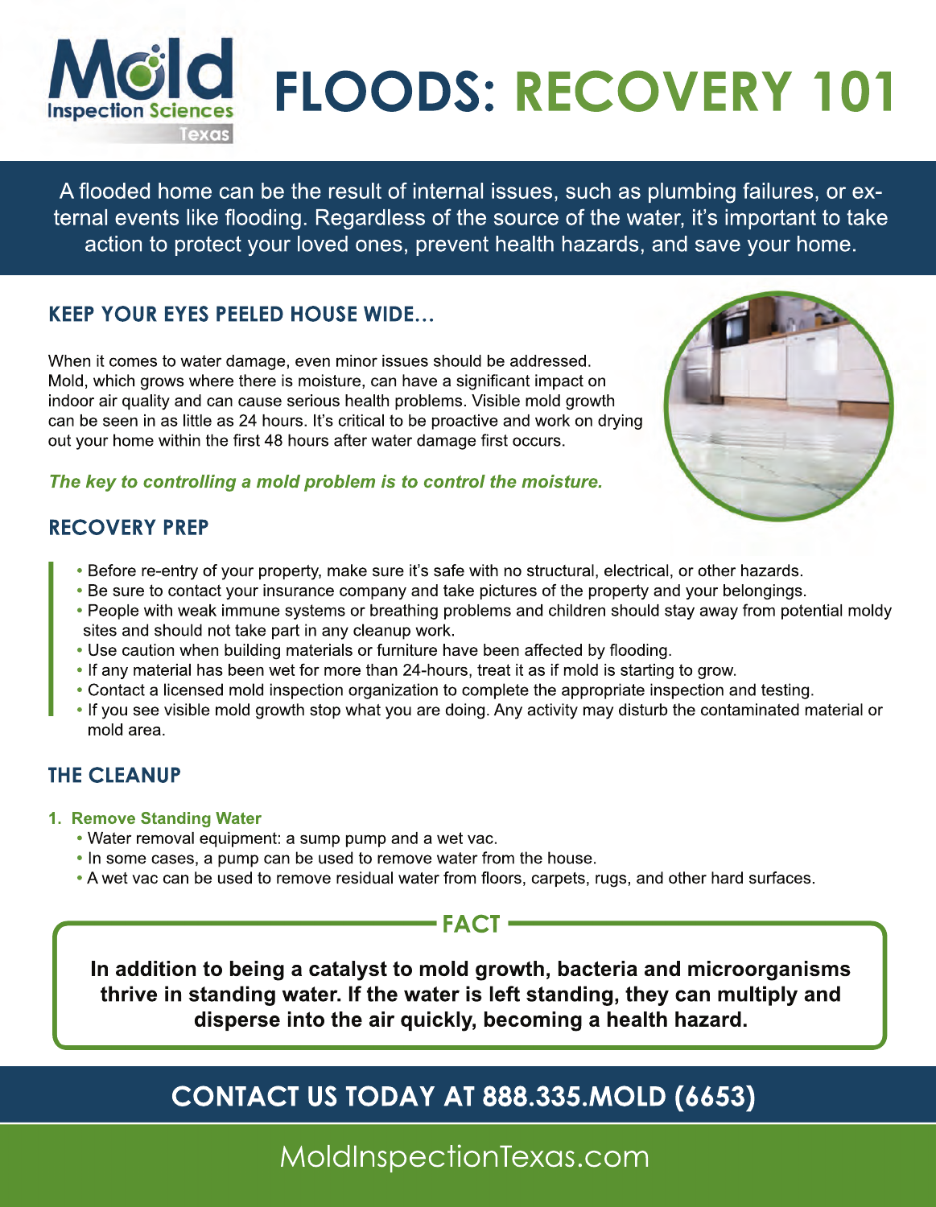# FLOODS: RECOVERY 101

A flooded home can be the result of internal issues, such as plumbing failures, or external events like flooding. Regardless of the source of the water, it's important to take action to protect your loved ones, prevent health hazards, and save your home.

## KEEP YOUR EYES PEELED HOUSE WIDE...

When it comes to water damage, even minor issues should be addressed. Mold, which grows where there is moisture, can have a significant impact on indoor air quality and can cause serious health problems. Visible mold growth can be seen in as little as 24 hours. It's critical to be proactive and work on drying out your home within the first 48 hours after water damage first occurs.

***The key to controlling a mold problem is to control the moisture.***

## RECOVERY PREP

- Before re-entry of your property, make sure it's safe with no structural, electrical, or other hazards.
- Be sure to contact your insurance company and take pictures of the property and your belongings.
- People with weak immune systems or breathing problems and children should stay away from potential moldy sites and should not take part in any cleanup work.
- Use caution when building materials or furniture have been affected by flooding.
- If any material has been wet for more than 24-hours, treat it as if mold is starting to grow.
- Contact a licensed mold inspection organization to complete the appropriate inspection and testing.
- If you see visible mold growth stop what you are doing. Any activity may disturb the contaminated material or mold area.

## THE CLEANUP

**1. Remove Standing Water**

- Water removal equipment: a sump pump and a wet vac.
- In some cases, a pump can be used to remove water from the house.
- A wet vac can be used to remove residual water from floors, carpets, rugs, and other hard surfaces.

**FACT**

**In addition to being a catalyst to mold growth, bacteria and microorganisms thrive in standing water. If the water is left standing, they can multiply and disperse into the air quickly, becoming a health hazard.**

**CONTACT US TODAY AT 888.335.MOLD (6653)**

MoldInspectionTexas.com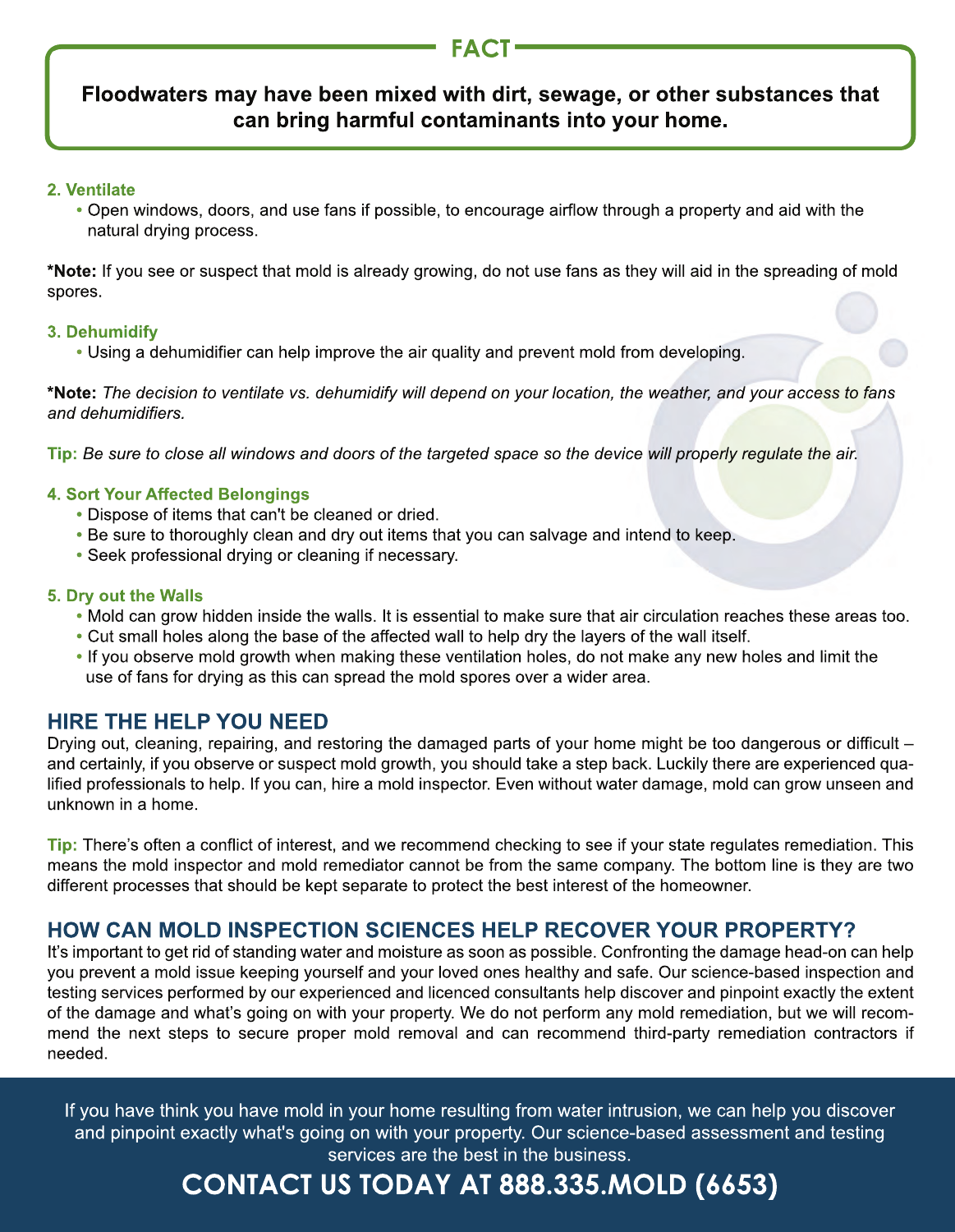## FACT

**Floodwaters may have been mixed with dirt, sewage, or other substances that can bring harmful contaminants into your home.**

### 2. Ventilate

- Open windows, doors, and use fans if possible, to encourage airflow through a property and aid with the natural drying process.

***Note:** If you see or suspect that mold is already growing, do not use fans as they will aid in the spreading of mold spores.

### 3. Dehumidify

- Using a dehumidifier can help improve the air quality and prevent mold from developing.

***Note:** *The decision to ventilate vs. dehumidify will depend on your location, the weather, and your access to fans and dehumidifiers.*

**Tip:** *Be sure to close all windows and doors of the targeted space so the device will properly regulate the air.*

### 4. Sort Your Affected Belongings

- Dispose of items that can't be cleaned or dried.
- Be sure to thoroughly clean and dry out items that you can salvage and intend to keep.
- Seek professional drying or cleaning if necessary.

### 5. Dry out the Walls

- Mold can grow hidden inside the walls. It is essential to make sure that air circulation reaches these areas too.
- Cut small holes along the base of the affected wall to help dry the layers of the wall itself.
- If you observe mold growth when making these ventilation holes, do not make any new holes and limit the use of fans for drying as this can spread the mold spores over a wider area.

## HIRE THE HELP YOU NEED

Drying out, cleaning, repairing, and restoring the damaged parts of your home might be too dangerous or difficult – and certainly, if you observe or suspect mold growth, you should take a step back. Luckily there are experienced qualified professionals to help. If you can, hire a mold inspector. Even without water damage, mold can grow unseen and unknown in a home.

**Tip:** There's often a conflict of interest, and we recommend checking to see if your state regulates remediation. This means the mold inspector and mold remediator cannot be from the same company. The bottom line is they are two different processes that should be kept separate to protect the best interest of the homeowner.

## HOW CAN MOLD INSPECTION SCIENCES HELP RECOVER YOUR PROPERTY?

It's important to get rid of standing water and moisture as soon as possible. Confronting the damage head-on can help you prevent a mold issue keeping yourself and your loved ones healthy and safe. Our science-based inspection and testing services performed by our experienced and licenced consultants help discover and pinpoint exactly the extent of the damage and what's going on with your property. We do not perform any mold remediation, but we will recommend the next steps to secure proper mold removal and can recommend third-party remediation contractors if needed.

If you have think you have mold in your home resulting from water intrusion, we can help you discover and pinpoint exactly what's going on with your property. Our science-based assessment and testing services are the best in the business.

**CONTACT US TODAY AT 888.335.MOLD (6653)**